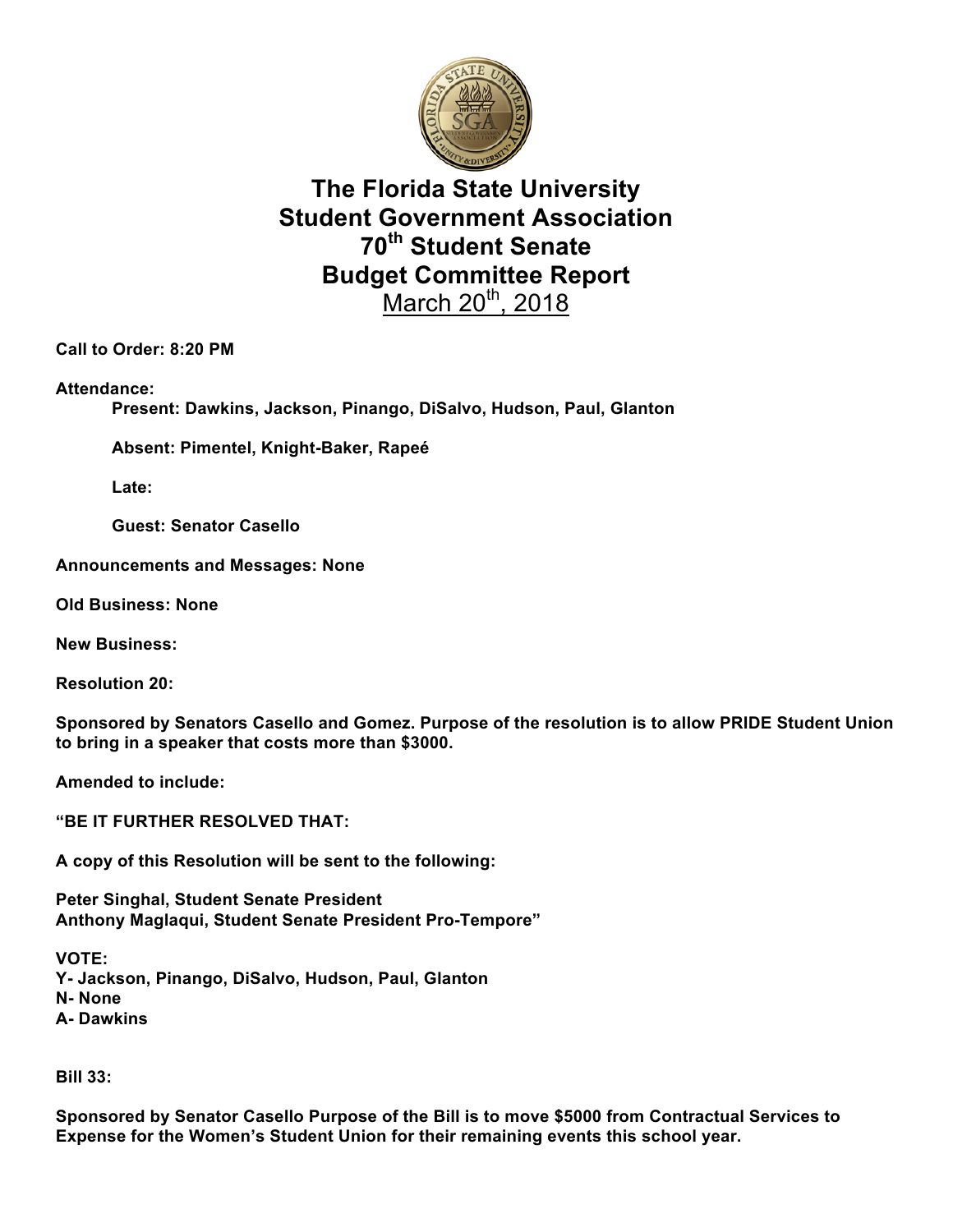# The Florida State University Student Government Association 70th Student Senate Budget Committee Report

March 20th, 2018

**Call to Order: 8:20 PM**

**Attendance:**

**Present: Dawkins, Jackson, Pinango, DiSalvo, Hudson, Paul, Glanton**

**Absent: Pimentel, Knight-Baker, Rapeé**

**Late:**

**Guest: Senator Casello**

**Announcements and Messages: None**

**Old Business: None**

**New Business:**

**Resolution 20:**

**Sponsored by Senators Casello and Gomez. Purpose of the resolution is to allow PRIDE Student Union to bring in a speaker that costs more than $3000.**

**Amended to include:**

**"BE IT FURTHER RESOLVED THAT:**

**A copy of this Resolution will be sent to the following:**

**Peter Singhal, Student Senate President**
**Anthony Maglaqui, Student Senate President Pro-Tempore"**

**VOTE:**
**Y- Jackson, Pinango, DiSalvo, Hudson, Paul, Glanton**
**N- None**
**A- Dawkins**

**Bill 33:**

**Sponsored by Senator Casello Purpose of the Bill is to move $5000 from Contractual Services to Expense for the Women's Student Union for their remaining events this school year.**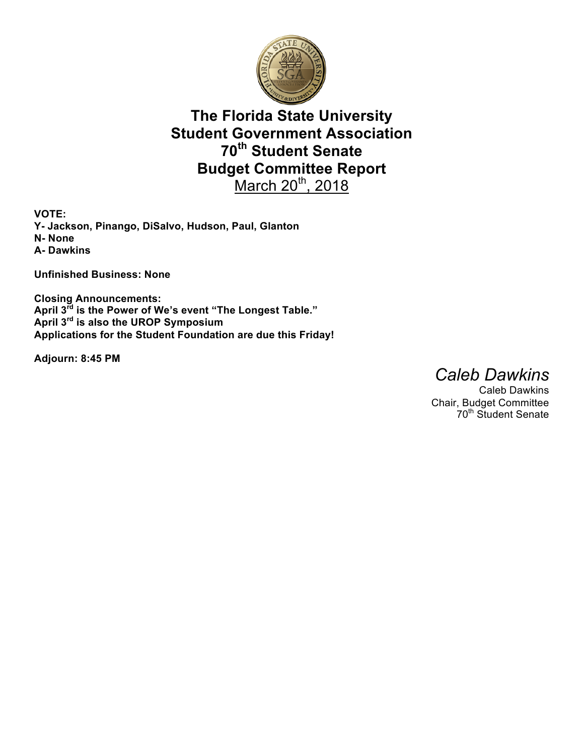# The Florida State University
# Student Government Association
# 70th Student Senate
# Budget Committee Report

March 20th, 2018

**VOTE:**
**Y- Jackson, Pinango, DiSalvo, Hudson, Paul, Glanton**
**N- None**
**A- Dawkins**

**Unfinished Business: None**

**Closing Announcements:**
**April 3rd is the Power of We's event "The Longest Table."**
**April 3rd is also the UROP Symposium**
**Applications for the Student Foundation are due this Friday!**

**Adjourn: 8:45 PM**

*Caleb Dawkins*
Caleb Dawkins
Chair, Budget Committee
70th Student Senate